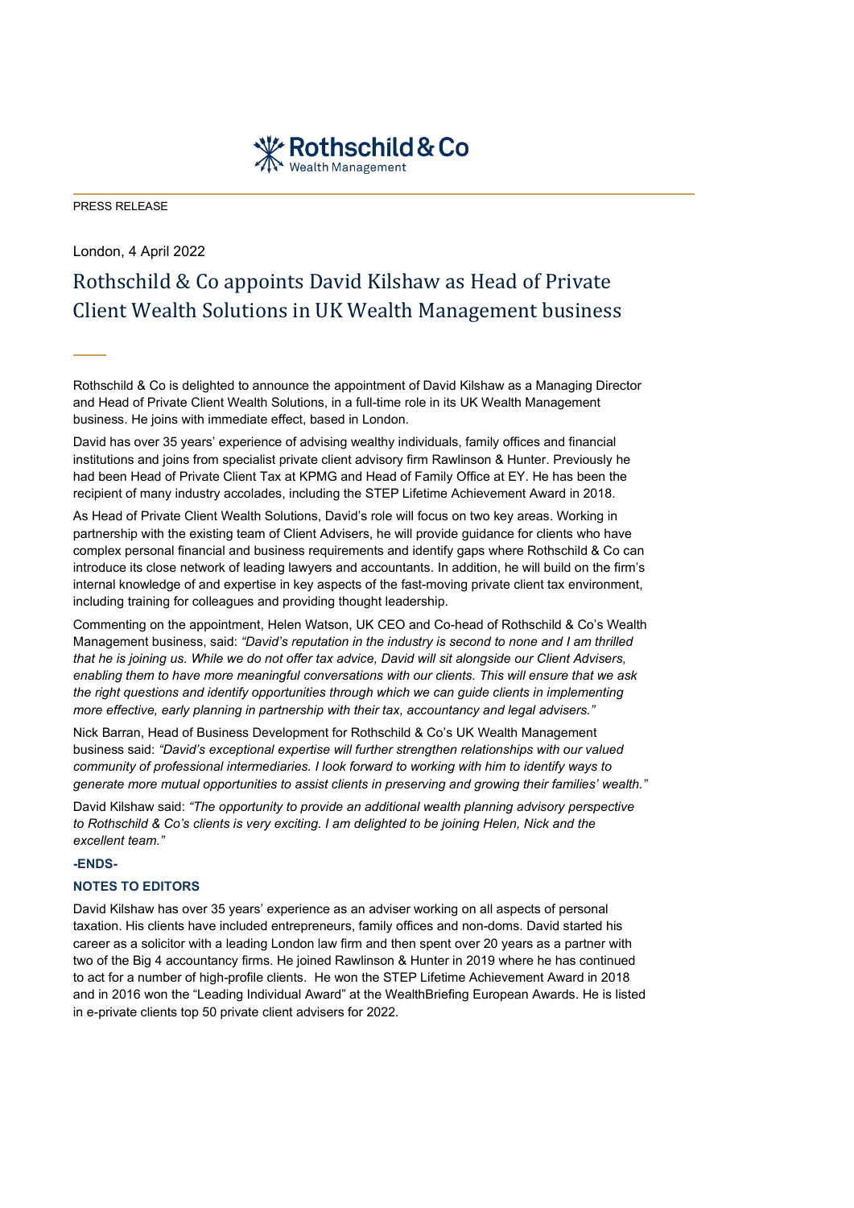Rothschild & Co
Wealth Management

PRESS RELEASE

London, 4 April 2022

# Rothschild & Co appoints David Kilshaw as Head of Private Client Wealth Solutions in UK Wealth Management business

Rothschild & Co is delighted to announce the appointment of David Kilshaw as a Managing Director and Head of Private Client Wealth Solutions, in a full-time role in its UK Wealth Management business. He joins with immediate effect, based in London.

David has over 35 years' experience of advising wealthy individuals, family offices and financial institutions and joins from specialist private client advisory firm Rawlinson & Hunter. Previously he had been Head of Private Client Tax at KPMG and Head of Family Office at EY. He has been the recipient of many industry accolades, including the STEP Lifetime Achievement Award in 2018.

As Head of Private Client Wealth Solutions, David's role will focus on two key areas. Working in partnership with the existing team of Client Advisers, he will provide guidance for clients who have complex personal financial and business requirements and identify gaps where Rothschild & Co can introduce its close network of leading lawyers and accountants. In addition, he will build on the firm's internal knowledge of and expertise in key aspects of the fast-moving private client tax environment, including training for colleagues and providing thought leadership.

Commenting on the appointment, Helen Watson, UK CEO and Co-head of Rothschild & Co's Wealth Management business, said: *"David's reputation in the industry is second to none and I am thrilled that he is joining us. While we do not offer tax advice, David will sit alongside our Client Advisers, enabling them to have more meaningful conversations with our clients. This will ensure that we ask the right questions and identify opportunities through which we can guide clients in implementing more effective, early planning in partnership with their tax, accountancy and legal advisers."*

Nick Barran, Head of Business Development for Rothschild & Co's UK Wealth Management business said: *"David's exceptional expertise will further strengthen relationships with our valued community of professional intermediaries. I look forward to working with him to identify ways to generate more mutual opportunities to assist clients in preserving and growing their families' wealth."*

David Kilshaw said: *"The opportunity to provide an additional wealth planning advisory perspective to Rothschild & Co's clients is very exciting. I am delighted to be joining Helen, Nick and the excellent team."*

**-ENDS-**

**NOTES TO EDITORS**

David Kilshaw has over 35 years' experience as an adviser working on all aspects of personal taxation. His clients have included entrepreneurs, family offices and non-doms. David started his career as a solicitor with a leading London law firm and then spent over 20 years as a partner with two of the Big 4 accountancy firms. He joined Rawlinson & Hunter in 2019 where he has continued to act for a number of high-profile clients. He won the STEP Lifetime Achievement Award in 2018 and in 2016 won the "Leading Individual Award" at the WealthBriefing European Awards. He is listed in e-private clients top 50 private client advisers for 2022.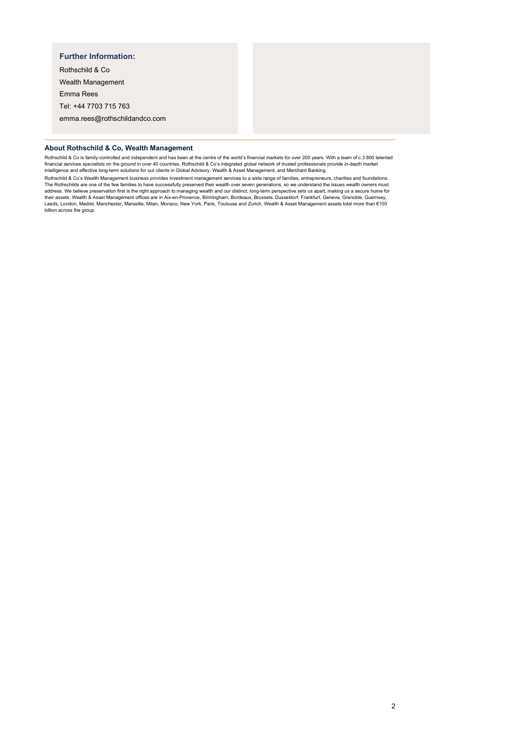**Further Information:**

Rothschild & Co

Wealth Management

Emma Rees

Tel: +44 7703 715 763

emma.rees@rothschildandco.com

## About Rothschild & Co, Wealth Management

Rothschild & Co is family-controlled and independent and has been at the centre of the world's financial markets for over 200 years. With a team of c.3 800 talented financial services specialists on the ground in over 40 countries, Rothschild & Co's integrated global network of trusted professionals provide in-depth market intelligence and effective long-term solutions for our clients in Global Advisory, Wealth & Asset Management, and Merchant Banking.

Rothschild & Co's Wealth Management business provides investment management services to a wide range of families, entrepreneurs, charities and foundations. The Rothschilds are one of the few families to have successfully preserved their wealth over seven generations, so we understand the issues wealth owners must address. We believe preservation first is the right approach to managing wealth and our distinct, long-term perspective sets us apart, making us a secure home for their assets. Wealth & Asset Management offices are in Aix-en-Provence, Birmingham, Bordeaux, Brussels, Dusseldorf, Frankfurt, Geneva, Grenoble, Guernsey, Leeds, London, Madrid, Manchester, Marseille, Milan, Monaco, New York, Paris, Toulouse and Zurich. Wealth & Asset Management assets total more than €100 billion across the group.